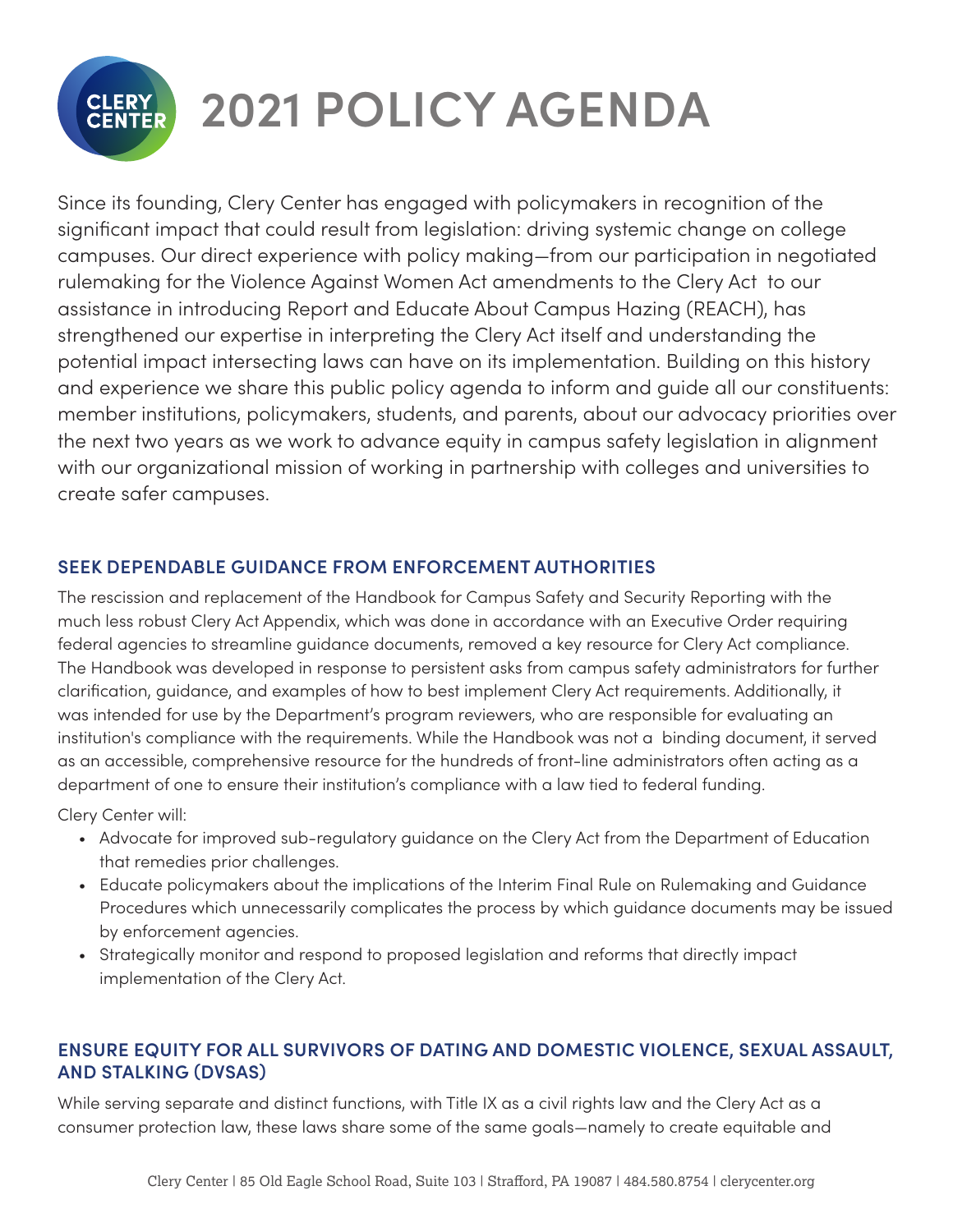# 2021 POLICY AGENDA

Since its founding, Clery Center has engaged with policymakers in recognition of the significant impact that could result from legislation: driving systemic change on college campuses. Our direct experience with policy making—from our participation in negotiated rulemaking for the Violence Against Women Act amendments to the Clery Act to our assistance in introducing Report and Educate About Campus Hazing (REACH), has strengthened our expertise in interpreting the Clery Act itself and understanding the potential impact intersecting laws can have on its implementation. Building on this history and experience we share this public policy agenda to inform and guide all our constituents: member institutions, policymakers, students, and parents, about our advocacy priorities over the next two years as we work to advance equity in campus safety legislation in alignment with our organizational mission of working in partnership with colleges and universities to create safer campuses.

## SEEK DEPENDABLE GUIDANCE FROM ENFORCEMENT AUTHORITIES

The rescission and replacement of the Handbook for Campus Safety and Security Reporting with the much less robust Clery Act Appendix, which was done in accordance with an Executive Order requiring federal agencies to streamline guidance documents, removed a key resource for Clery Act compliance. The Handbook was developed in response to persistent asks from campus safety administrators for further clarification, guidance, and examples of how to best implement Clery Act requirements. Additionally, it was intended for use by the Department's program reviewers, who are responsible for evaluating an institution's compliance with the requirements. While the Handbook was not a binding document, it served as an accessible, comprehensive resource for the hundreds of front-line administrators often acting as a department of one to ensure their institution's compliance with a law tied to federal funding.

Clery Center will:

- Advocate for improved sub-regulatory guidance on the Clery Act from the Department of Education that remedies prior challenges.
- Educate policymakers about the implications of the Interim Final Rule on Rulemaking and Guidance Procedures which unnecessarily complicates the process by which guidance documents may be issued by enforcement agencies.
- Strategically monitor and respond to proposed legislation and reforms that directly impact implementation of the Clery Act.

## ENSURE EQUITY FOR ALL SURVIVORS OF DATING AND DOMESTIC VIOLENCE, SEXUAL ASSAULT, AND STALKING (DVSAS)

While serving separate and distinct functions, with Title IX as a civil rights law and the Clery Act as a consumer protection law, these laws share some of the same goals—namely to create equitable and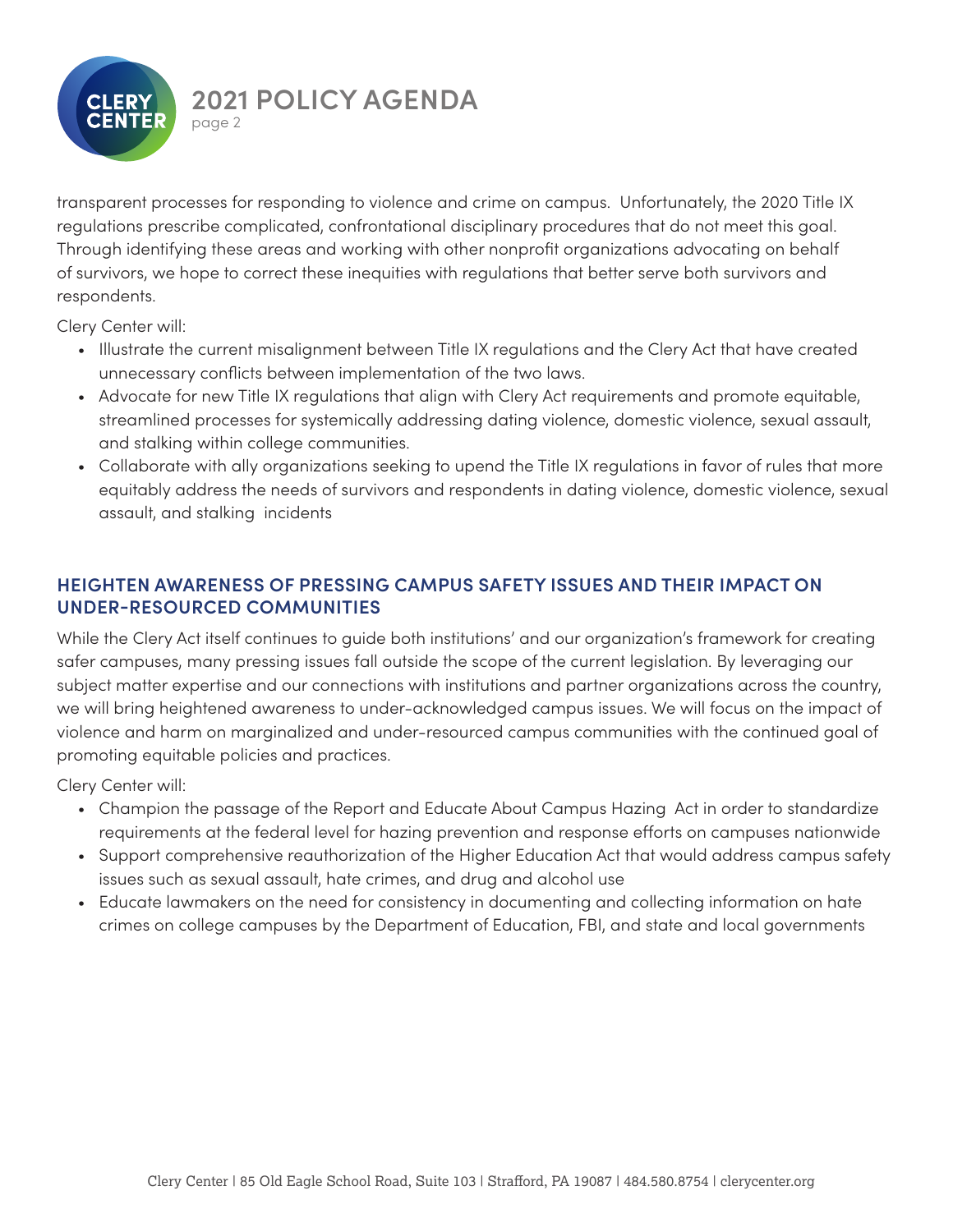transparent processes for responding to violence and crime on campus. Unfortunately, the 2020 Title IX regulations prescribe complicated, confrontational disciplinary procedures that do not meet this goal. Through identifying these areas and working with other nonprofit organizations advocating on behalf of survivors, we hope to correct these inequities with regulations that better serve both survivors and respondents.

Clery Center will:

- Illustrate the current misalignment between Title IX regulations and the Clery Act that have created unnecessary conflicts between implementation of the two laws.
- Advocate for new Title IX regulations that align with Clery Act requirements and promote equitable, streamlined processes for systemically addressing dating violence, domestic violence, sexual assault, and stalking within college communities.
- Collaborate with ally organizations seeking to upend the Title IX regulations in favor of rules that more equitably address the needs of survivors and respondents in dating violence, domestic violence, sexual assault, and stalking incidents

## HEIGHTEN AWARENESS OF PRESSING CAMPUS SAFETY ISSUES AND THEIR IMPACT ON UNDER-RESOURCED COMMUNITIES

While the Clery Act itself continues to guide both institutions' and our organization's framework for creating safer campuses, many pressing issues fall outside the scope of the current legislation. By leveraging our subject matter expertise and our connections with institutions and partner organizations across the country, we will bring heightened awareness to under-acknowledged campus issues. We will focus on the impact of violence and harm on marginalized and under-resourced campus communities with the continued goal of promoting equitable policies and practices.

Clery Center will:

- Champion the passage of the Report and Educate About Campus Hazing Act in order to standardize requirements at the federal level for hazing prevention and response efforts on campuses nationwide
- Support comprehensive reauthorization of the Higher Education Act that would address campus safety issues such as sexual assault, hate crimes, and drug and alcohol use
- Educate lawmakers on the need for consistency in documenting and collecting information on hate crimes on college campuses by the Department of Education, FBI, and state and local governments